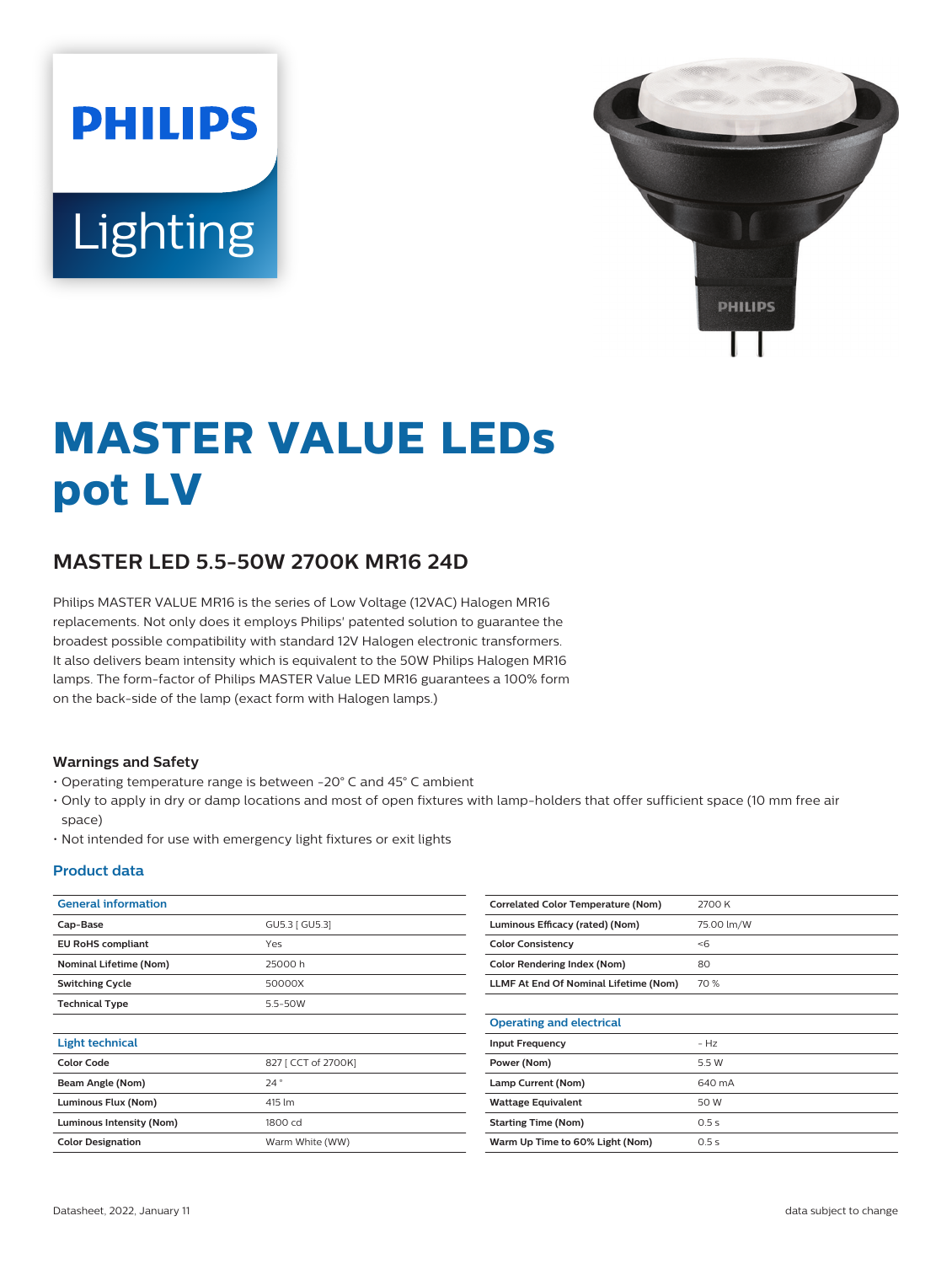# MASTER VALUE LEDspot LV

## MASTER LED 5.5-50W 2700K MR16 24D

Philips MASTER VALUE MR16 is the series of Low Voltage (12VAC) Halogen MR16 replacements. Not only does it employs Philips' patented solution to guarantee the broadest possible compatibility with standard 12V Halogen electronic transformers. It also delivers beam intensity which is equivalent to the 50W Philips Halogen MR16 lamps. The form-factor of Philips MASTER Value LED MR16 guarantees a 100% form on the back-side of the lamp (exact form with Halogen lamps.)

### Warnings and Safety

- Operating temperature range is between -20° C and 45° C ambient
- Only to apply in dry or damp locations and most of open fixtures with lamp-holders that offer sufficient space (10 mm free air space)
- Not intended for use with emergency light fixtures or exit lights

### Product data

| General information | |
|---|---|
| Cap-Base | GU5.3 [ GU5.3] |
| EU RoHS compliant | Yes |
| Nominal Lifetime (Nom) | 25000 h |
| Switching Cycle | 50000X |
| Technical Type | 5.5-50W |

| Light technical | |
|---|---|
| Color Code | 827 [ CCT of 2700K] |
| Beam Angle (Nom) | 24 ° |
| Luminous Flux (Nom) | 415 lm |
| Luminous Intensity (Nom) | 1800 cd |
| Color Designation | Warm White (WW) |
| Correlated Color Temperature (Nom) | 2700 K |
| Luminous Efficacy (rated) (Nom) | 75.00 lm/W |
| Color Consistency | <6 |
| Color Rendering Index (Nom) | 80 |
| LLMF At End Of Nominal Lifetime (Nom) | 70 % |

| Operating and electrical | |
|---|---|
| Input Frequency | - Hz |
| Power (Nom) | 5.5 W |
| Lamp Current (Nom) | 640 mA |
| Wattage Equivalent | 50 W |
| Starting Time (Nom) | 0.5 s |
| Warm Up Time to 60% Light (Nom) | 0.5 s |

Datasheet, 2022, January 11

data subject to change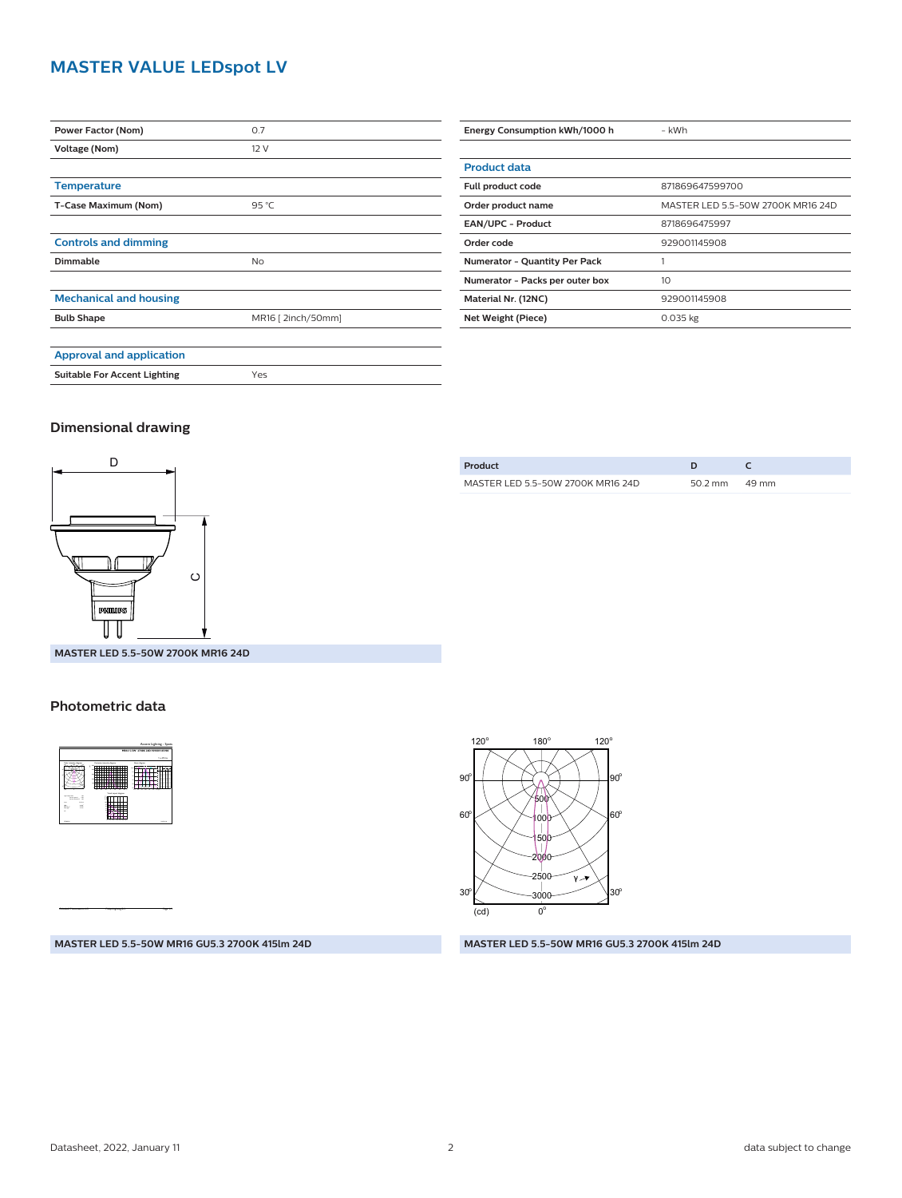# MASTER VALUE LEDspot LV

| | |
|---|---|
| **Power Factor (Nom)** | 0.7 |
| **Voltage (Nom)** | 12 V |

## Temperature

| | |
|---|---|
| **T-Case Maximum (Nom)** | 95 °C |

## Controls and dimming

| | |
|---|---|
| **Dimmable** | No |

## Mechanical and housing

| | |
|---|---|
| **Bulb Shape** | MR16 [ 2inch/50mm] |

## Approval and application

| | |
|---|---|
| **Suitable For Accent Lighting** | Yes |

| | |
|---|---|
| **Energy Consumption kWh/1000 h** | - kWh |

## Product data

| | |
|---|---|
| **Full product code** | 871869647599700 |
| **Order product name** | MASTER LED 5.5-50W 2700K MR16 24D |
| **EAN/UPC - Product** | 8718696475997 |
| **Order code** | 929001145908 |
| **Numerator - Quantity Per Pack** | 1 |
| **Numerator - Packs per outer box** | 10 |
| **Material Nr. (12NC)** | 929001145908 |
| **Net Weight (Piece)** | 0.035 kg |

## Dimensional drawing

**MASTER LED 5.5-50W 2700K MR16 24D**

| Product | D | C |
|---|---|---|
| MASTER LED 5.5-50W 2700K MR16 24D | 50.2 mm | 49 mm |

## Photometric data

**MASTER LED 5.5-50W MR16 GU5.3 2700K 415lm 24D**

**MASTER LED 5.5-50W MR16 GU5.3 2700K 415lm 24D**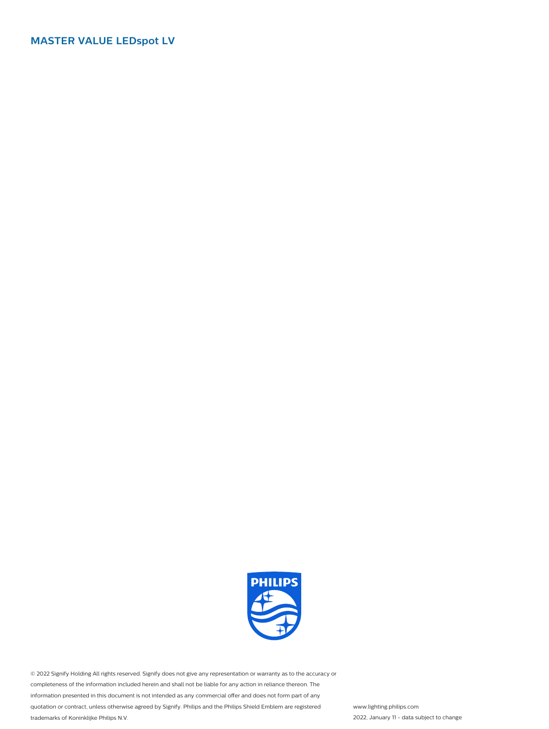## MASTER VALUE LEDspot LV

© 2022 Signify Holding All rights reserved. Signify does not give any representation or warranty as to the accuracy or completeness of the information included herein and shall not be liable for any action in reliance thereon. The information presented in this document is not intended as any commercial offer and does not form part of any quotation or contract, unless otherwise agreed by Signify. Philips and the Philips Shield Emblem are registered trademarks of Koninklijke Philips N.V.

www.lighting.philips.com

2022, January 11 - data subject to change